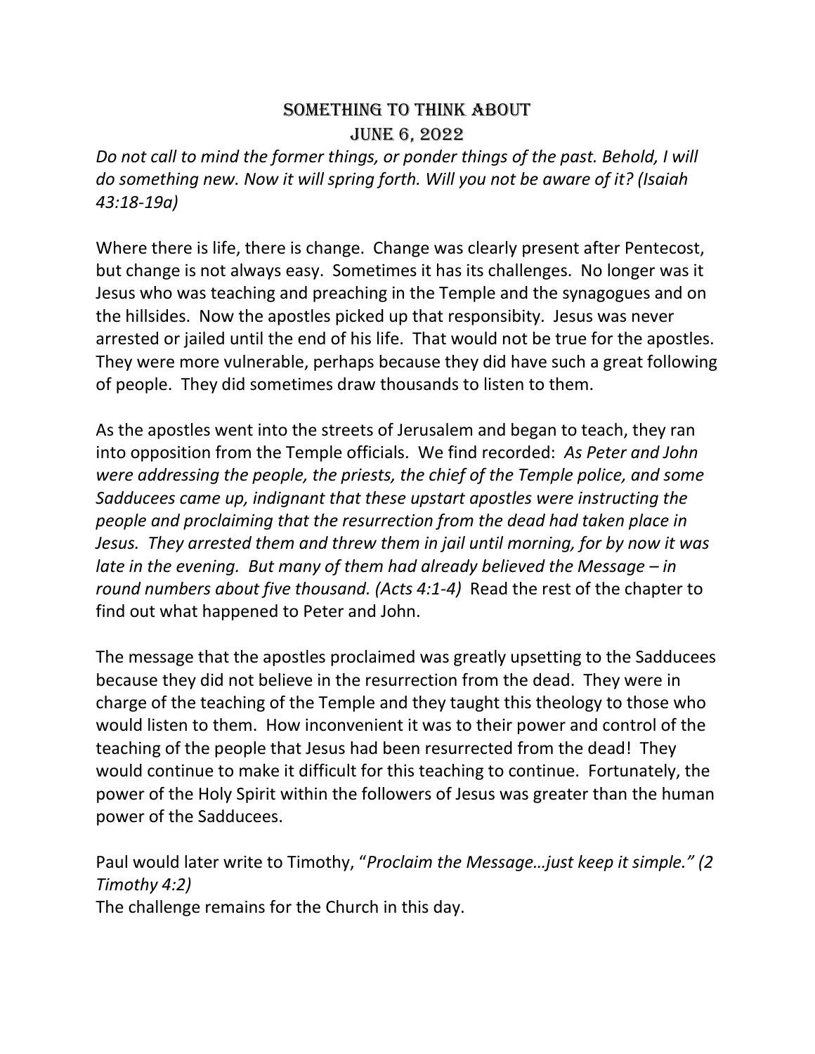# Something to Think About

## June 6, 2022

*Do not call to mind the former things, or ponder things of the past. Behold, I will do something new. Now it will spring forth. Will you not be aware of it? (Isaiah 43:18-19a)*

Where there is life, there is change. Change was clearly present after Pentecost, but change is not always easy. Sometimes it has its challenges. No longer was it Jesus who was teaching and preaching in the Temple and the synagogues and on the hillsides. Now the apostles picked up that responsibity. Jesus was never arrested or jailed until the end of his life. That would not be true for the apostles. They were more vulnerable, perhaps because they did have such a great following of people. They did sometimes draw thousands to listen to them.

As the apostles went into the streets of Jerusalem and began to teach, they ran into opposition from the Temple officials. We find recorded: *As Peter and John were addressing the people, the priests, the chief of the Temple police, and some Sadducees came up, indignant that these upstart apostles were instructing the people and proclaiming that the resurrection from the dead had taken place in Jesus. They arrested them and threw them in jail until morning, for by now it was late in the evening. But many of them had already believed the Message – in round numbers about five thousand. (Acts 4:1-4)* Read the rest of the chapter to find out what happened to Peter and John.

The message that the apostles proclaimed was greatly upsetting to the Sadducees because they did not believe in the resurrection from the dead. They were in charge of the teaching of the Temple and they taught this theology to those who would listen to them. How inconvenient it was to their power and control of the teaching of the people that Jesus had been resurrected from the dead! They would continue to make it difficult for this teaching to continue. Fortunately, the power of the Holy Spirit within the followers of Jesus was greater than the human power of the Sadducees.

Paul would later write to Timothy, "*Proclaim the Message…just keep it simple." (2 Timothy 4:2)*
The challenge remains for the Church in this day.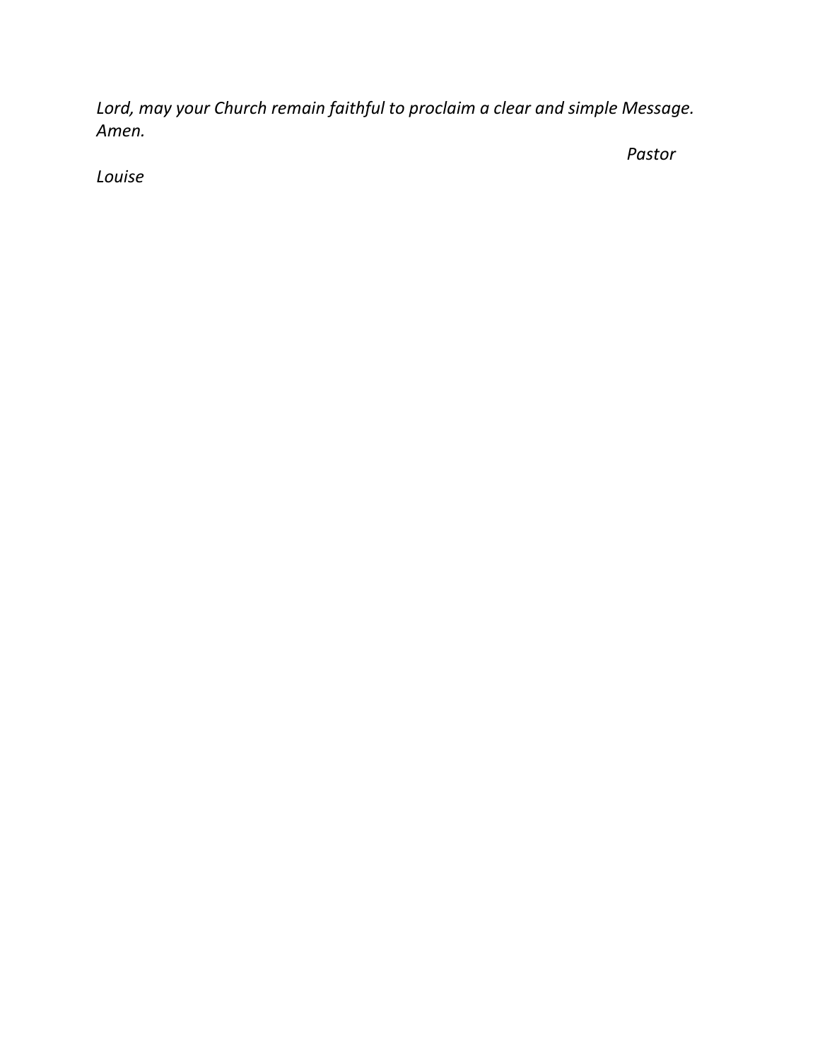*Lord, may your Church remain faithful to proclaim a clear and simple Message. Amen.*

*Pastor Louise*